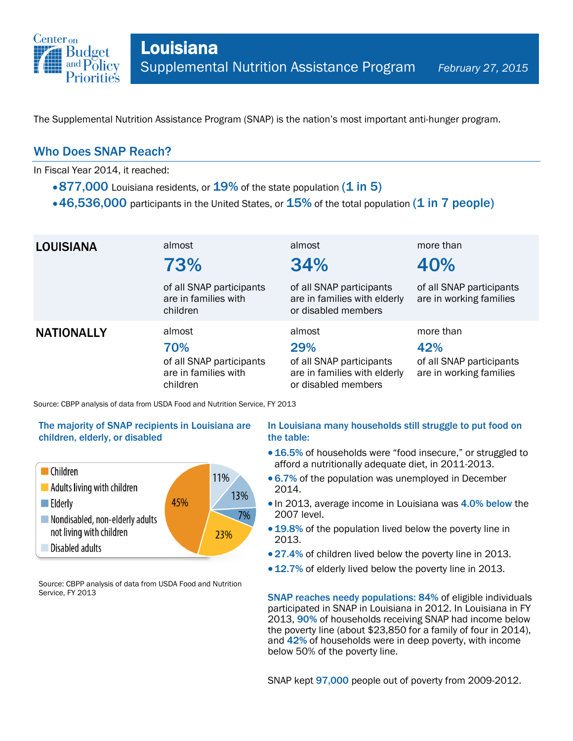# Louisiana

## Supplemental Nutrition Assistance Program

*February 27, 2015*

The Supplemental Nutrition Assistance Program (SNAP) is the nation's most important anti-hunger program.

## Who Does SNAP Reach?

In Fiscal Year 2014, it reached:

- **877,000** Louisiana residents, or **19%** of the state population **(1 in 5)**
- **46,536,000** participants in the United States, or **15%** of the total population **(1 in 7 people)**

| | | | |
|---|---|---|---|
| **LOUISIANA** | almost **73%** of all SNAP participants are in families with children | almost **34%** of all SNAP participants are in families with elderly or disabled members | more than **40%** of all SNAP participants are in working families |
| **NATIONALLY** | almost **70%** of all SNAP participants are in families with children | almost **29%** of all SNAP participants are in families with elderly or disabled members | more than **42%** of all SNAP participants are in working families |

Source: CBPP analysis of data from USDA Food and Nutrition Service, FY 2013

### The majority of SNAP recipients in Louisiana are children, elderly, or disabled

| Group | Share |
|---|---|
| Children | 45% |
| Adults living with children | 23% |
| Elderly | 7% |
| Nondisabled, non-elderly adults not living with children | 13% |
| Disabled adults | 11% |

Source: CBPP analysis of data from USDA Food and Nutrition Service, FY 2013

### In Louisiana many households still struggle to put food on the table:

- **16.5%** of households were "food insecure," or struggled to afford a nutritionally adequate diet, in 2011-2013.
- **6.7%** of the population was unemployed in December 2014.
- In 2013, average income in Louisiana was **4.0% below** the 2007 level.
- **19.8%** of the population lived below the poverty line in 2013.
- **27.4%** of children lived below the poverty line in 2013.
- **12.7%** of elderly lived below the poverty line in 2013.

**SNAP reaches needy populations: 84%** of eligible individuals participated in SNAP in Louisiana in 2012. In Louisiana in FY 2013, **90%** of households receiving SNAP had income below the poverty line (about $23,850 for a family of four in 2014), and **42%** of households were in deep poverty, with income below 50% of the poverty line.

SNAP kept **97,000** people out of poverty from 2009-2012.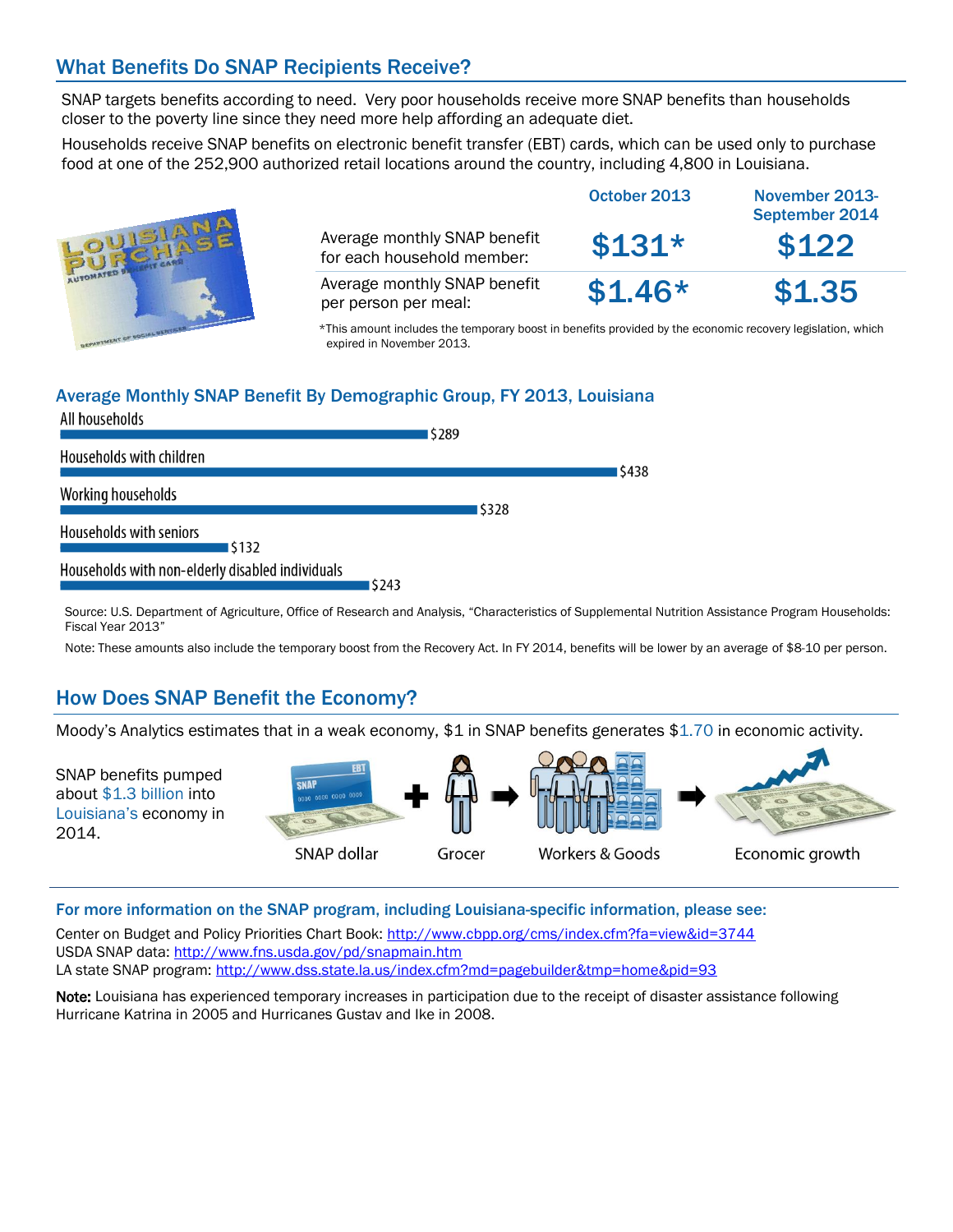## What Benefits Do SNAP Recipients Receive?

SNAP targets benefits according to need. Very poor households receive more SNAP benefits than households closer to the poverty line since they need more help affording an adequate diet.

Households receive SNAP benefits on electronic benefit transfer (EBT) cards, which can be used only to purchase food at one of the 252,900 authorized retail locations around the country, including 4,800 in Louisiana.

| | October 2013 | November 2013-September 2014 |
|---|---|---|
| Average monthly SNAP benefit for each household member: | $131* | $122 |
| Average monthly SNAP benefit per person per meal: | $1.46* | $1.35 |

*This amount includes the temporary boost in benefits provided by the economic recovery legislation, which expired in November 2013.

### Average Monthly SNAP Benefit By Demographic Group, FY 2013, Louisiana

All households
$289

Households with children
$438

Working households
$328

Households with seniors
$132

Households with non-elderly disabled individuals
$243

Source: U.S. Department of Agriculture, Office of Research and Analysis, "Characteristics of Supplemental Nutrition Assistance Program Households: Fiscal Year 2013"

Note: These amounts also include the temporary boost from the Recovery Act. In FY 2014, benefits will be lower by an average of $8-10 per person.

## How Does SNAP Benefit the Economy?

Moody's Analytics estimates that in a weak economy, $1 in SNAP benefits generates $1.70 in economic activity.

SNAP benefits pumped about $1.3 billion into Louisiana's economy in 2014.

SNAP dollar + Grocer → Workers & Goods → Economic growth

### For more information on the SNAP program, including Louisiana-specific information, please see:

Center on Budget and Policy Priorities Chart Book: http://www.cbpp.org/cms/index.cfm?fa=view&id=3744
USDA SNAP data: http://www.fns.usda.gov/pd/snapmain.htm
LA state SNAP program: http://www.dss.state.la.us/index.cfm?md=pagebuilder&tmp=home&pid=93

**Note:** Louisiana has experienced temporary increases in participation due to the receipt of disaster assistance following Hurricane Katrina in 2005 and Hurricanes Gustav and Ike in 2008.